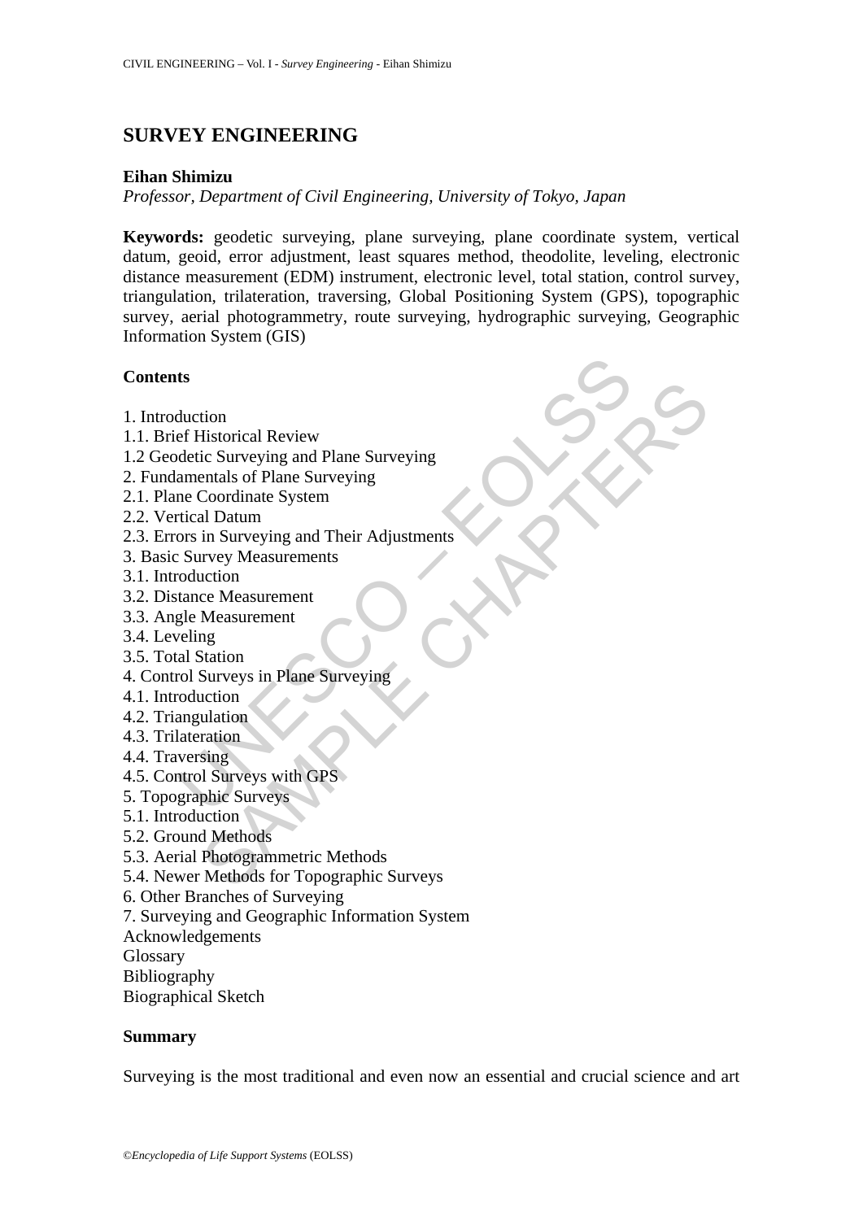# SURVEY ENGINEERING

**Eihan Shimizu**

*Professor, Department of Civil Engineering, University of Tokyo, Japan*

**Keywords:** geodetic surveying, plane surveying, plane coordinate system, vertical datum, geoid, error adjustment, least squares method, theodolite, leveling, electronic distance measurement (EDM) instrument, electronic level, total station, control survey, triangulation, trilateration, traversing, Global Positioning System (GPS), topographic survey, aerial photogrammetry, route surveying, hydrographic surveying, Geographic Information System (GIS)

## Contents

1. Introduction
1.1. Brief Historical Review
1.2 Geodetic Surveying and Plane Surveying
2. Fundamentals of Plane Surveying
2.1. Plane Coordinate System
2.2. Vertical Datum
2.3. Errors in Surveying and Their Adjustments
3. Basic Survey Measurements
3.1. Introduction
3.2. Distance Measurement
3.3. Angle Measurement
3.4. Leveling
3.5. Total Station
4. Control Surveys in Plane Surveying
4.1. Introduction
4.2. Triangulation
4.3. Trilateration
4.4. Traversing
4.5. Control Surveys with GPS
5. Topographic Surveys
5.1. Introduction
5.2. Ground Methods
5.3. Aerial Photogrammetric Methods
5.4. Newer Methods for Topographic Surveys
6. Other Branches of Surveying
7. Surveying and Geographic Information System
Acknowledgements
Glossary
Bibliography
Biographical Sketch

## Summary

Surveying is the most traditional and even now an essential and crucial science and art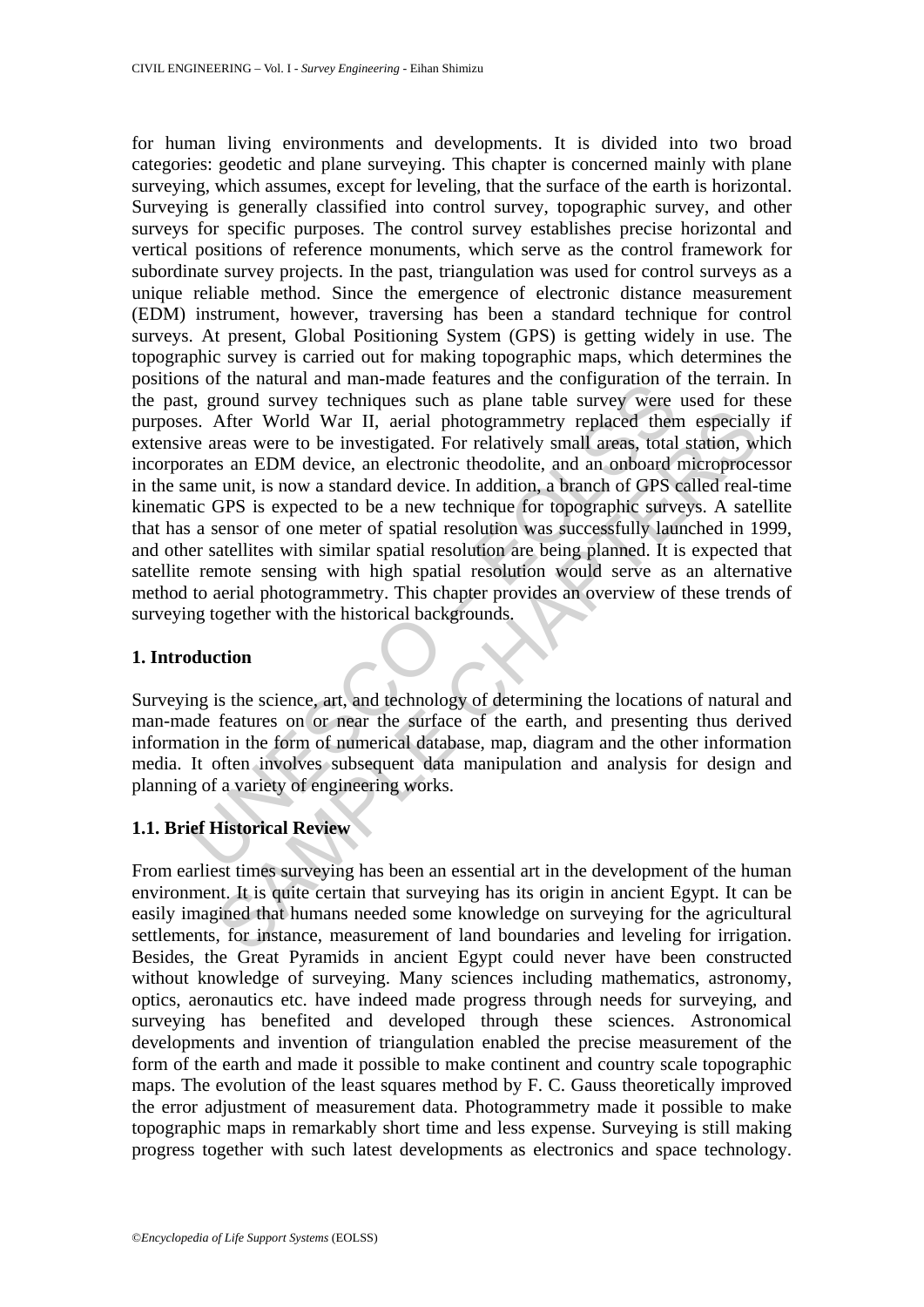for human living environments and developments. It is divided into two broad categories: geodetic and plane surveying. This chapter is concerned mainly with plane surveying, which assumes, except for leveling, that the surface of the earth is horizontal. Surveying is generally classified into control survey, topographic survey, and other surveys for specific purposes. The control survey establishes precise horizontal and vertical positions of reference monuments, which serve as the control framework for subordinate survey projects. In the past, triangulation was used for control surveys as a unique reliable method. Since the emergence of electronic distance measurement (EDM) instrument, however, traversing has been a standard technique for control surveys. At present, Global Positioning System (GPS) is getting widely in use. The topographic survey is carried out for making topographic maps, which determines the positions of the natural and man-made features and the configuration of the terrain. In the past, ground survey techniques such as plane table survey were used for these purposes. After World War II, aerial photogrammetry replaced them especially if extensive areas were to be investigated. For relatively small areas, total station, which incorporates an EDM device, an electronic theodolite, and an onboard microprocessor in the same unit, is now a standard device. In addition, a branch of GPS called real-time kinematic GPS is expected to be a new technique for topographic surveys. A satellite that has a sensor of one meter of spatial resolution was successfully launched in 1999, and other satellites with similar spatial resolution are being planned. It is expected that satellite remote sensing with high spatial resolution would serve as an alternative method to aerial photogrammetry. This chapter provides an overview of these trends of surveying together with the historical backgrounds.

## 1. Introduction

Surveying is the science, art, and technology of determining the locations of natural and man-made features on or near the surface of the earth, and presenting thus derived information in the form of numerical database, map, diagram and the other information media. It often involves subsequent data manipulation and analysis for design and planning of a variety of engineering works.

### 1.1. Brief Historical Review

From earliest times surveying has been an essential art in the development of the human environment. It is quite certain that surveying has its origin in ancient Egypt. It can be easily imagined that humans needed some knowledge on surveying for the agricultural settlements, for instance, measurement of land boundaries and leveling for irrigation. Besides, the Great Pyramids in ancient Egypt could never have been constructed without knowledge of surveying. Many sciences including mathematics, astronomy, optics, aeronautics etc. have indeed made progress through needs for surveying, and surveying has benefited and developed through these sciences. Astronomical developments and invention of triangulation enabled the precise measurement of the form of the earth and made it possible to make continent and country scale topographic maps. The evolution of the least squares method by F. C. Gauss theoretically improved the error adjustment of measurement data. Photogrammetry made it possible to make topographic maps in remarkably short time and less expense. Surveying is still making progress together with such latest developments as electronics and space technology.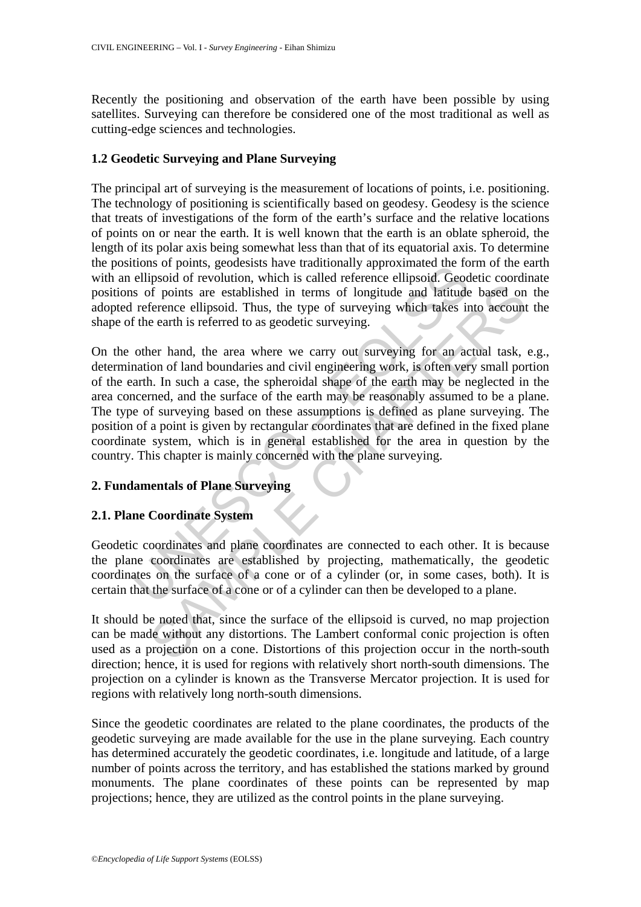Recently the positioning and observation of the earth have been possible by using satellites. Surveying can therefore be considered one of the most traditional as well as cutting-edge sciences and technologies.

### 1.2 Geodetic Surveying and Plane Surveying

The principal art of surveying is the measurement of locations of points, i.e. positioning. The technology of positioning is scientifically based on geodesy. Geodesy is the science that treats of investigations of the form of the earth's surface and the relative locations of points on or near the earth. It is well known that the earth is an oblate spheroid, the length of its polar axis being somewhat less than that of its equatorial axis. To determine the positions of points, geodesists have traditionally approximated the form of the earth with an ellipsoid of revolution, which is called reference ellipsoid. Geodetic coordinate positions of points are established in terms of longitude and latitude based on the adopted reference ellipsoid. Thus, the type of surveying which takes into account the shape of the earth is referred to as geodetic surveying.

On the other hand, the area where we carry out surveying for an actual task, e.g., determination of land boundaries and civil engineering work, is often very small portion of the earth. In such a case, the spheroidal shape of the earth may be neglected in the area concerned, and the surface of the earth may be reasonably assumed to be a plane. The type of surveying based on these assumptions is defined as plane surveying. The position of a point is given by rectangular coordinates that are defined in the fixed plane coordinate system, which is in general established for the area in question by the country. This chapter is mainly concerned with the plane surveying.

## 2. Fundamentals of Plane Surveying

### 2.1. Plane Coordinate System

Geodetic coordinates and plane coordinates are connected to each other. It is because the plane coordinates are established by projecting, mathematically, the geodetic coordinates on the surface of a cone or of a cylinder (or, in some cases, both). It is certain that the surface of a cone or of a cylinder can then be developed to a plane.

It should be noted that, since the surface of the ellipsoid is curved, no map projection can be made without any distortions. The Lambert conformal conic projection is often used as a projection on a cone. Distortions of this projection occur in the north-south direction; hence, it is used for regions with relatively short north-south dimensions. The projection on a cylinder is known as the Transverse Mercator projection. It is used for regions with relatively long north-south dimensions.

Since the geodetic coordinates are related to the plane coordinates, the products of the geodetic surveying are made available for the use in the plane surveying. Each country has determined accurately the geodetic coordinates, i.e. longitude and latitude, of a large number of points across the territory, and has established the stations marked by ground monuments. The plane coordinates of these points can be represented by map projections; hence, they are utilized as the control points in the plane surveying.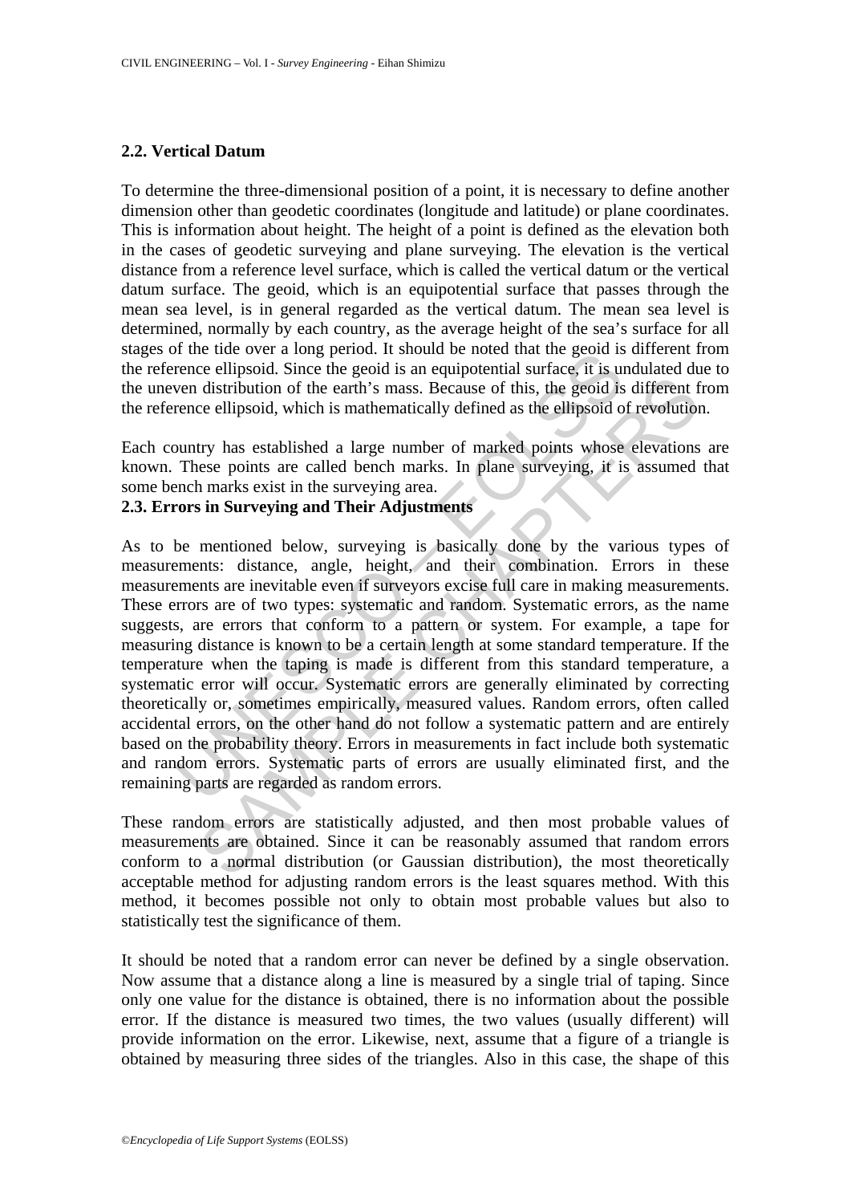### 2.2. Vertical Datum

To determine the three-dimensional position of a point, it is necessary to define another dimension other than geodetic coordinates (longitude and latitude) or plane coordinates. This is information about height. The height of a point is defined as the elevation both in the cases of geodetic surveying and plane surveying. The elevation is the vertical distance from a reference level surface, which is called the vertical datum or the vertical datum surface. The geoid, which is an equipotential surface that passes through the mean sea level, is in general regarded as the vertical datum. The mean sea level is determined, normally by each country, as the average height of the sea's surface for all stages of the tide over a long period. It should be noted that the geoid is different from the reference ellipsoid. Since the geoid is an equipotential surface, it is undulated due to the uneven distribution of the earth's mass. Because of this, the geoid is different from the reference ellipsoid, which is mathematically defined as the ellipsoid of revolution.

Each country has established a large number of marked points whose elevations are known. These points are called bench marks. In plane surveying, it is assumed that some bench marks exist in the surveying area.

### 2.3. Errors in Surveying and Their Adjustments

As to be mentioned below, surveying is basically done by the various types of measurements: distance, angle, height, and their combination. Errors in these measurements are inevitable even if surveyors excise full care in making measurements. These errors are of two types: systematic and random. Systematic errors, as the name suggests, are errors that conform to a pattern or system. For example, a tape for measuring distance is known to be a certain length at some standard temperature. If the temperature when the taping is made is different from this standard temperature, a systematic error will occur. Systematic errors are generally eliminated by correcting theoretically or, sometimes empirically, measured values. Random errors, often called accidental errors, on the other hand do not follow a systematic pattern and are entirely based on the probability theory. Errors in measurements in fact include both systematic and random errors. Systematic parts of errors are usually eliminated first, and the remaining parts are regarded as random errors.

These random errors are statistically adjusted, and then most probable values of measurements are obtained. Since it can be reasonably assumed that random errors conform to a normal distribution (or Gaussian distribution), the most theoretically acceptable method for adjusting random errors is the least squares method. With this method, it becomes possible not only to obtain most probable values but also to statistically test the significance of them.

It should be noted that a random error can never be defined by a single observation. Now assume that a distance along a line is measured by a single trial of taping. Since only one value for the distance is obtained, there is no information about the possible error. If the distance is measured two times, the two values (usually different) will provide information on the error. Likewise, next, assume that a figure of a triangle is obtained by measuring three sides of the triangles. Also in this case, the shape of this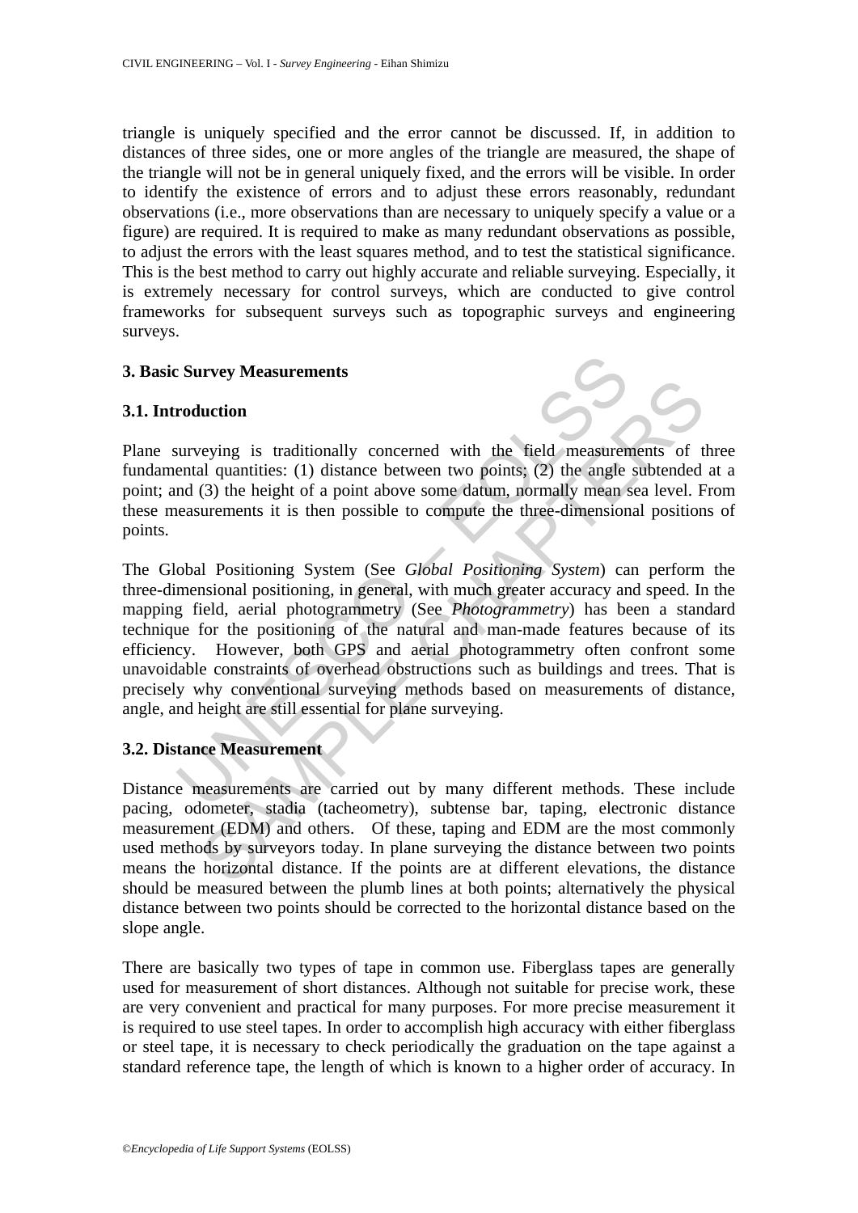triangle is uniquely specified and the error cannot be discussed. If, in addition to distances of three sides, one or more angles of the triangle are measured, the shape of the triangle will not be in general uniquely fixed, and the errors will be visible. In order to identify the existence of errors and to adjust these errors reasonably, redundant observations (i.e., more observations than are necessary to uniquely specify a value or a figure) are required. It is required to make as many redundant observations as possible, to adjust the errors with the least squares method, and to test the statistical significance. This is the best method to carry out highly accurate and reliable surveying. Especially, it is extremely necessary for control surveys, which are conducted to give control frameworks for subsequent surveys such as topographic surveys and engineering surveys.

## 3. Basic Survey Measurements

### 3.1. Introduction

Plane surveying is traditionally concerned with the field measurements of three fundamental quantities: (1) distance between two points; (2) the angle subtended at a point; and (3) the height of a point above some datum, normally mean sea level. From these measurements it is then possible to compute the three-dimensional positions of points.

The Global Positioning System (See *Global Positioning System*) can perform the three-dimensional positioning, in general, with much greater accuracy and speed. In the mapping field, aerial photogrammetry (See *Photogrammetry*) has been a standard technique for the positioning of the natural and man-made features because of its efficiency. However, both GPS and aerial photogrammetry often confront some unavoidable constraints of overhead obstructions such as buildings and trees. That is precisely why conventional surveying methods based on measurements of distance, angle, and height are still essential for plane surveying.

### 3.2. Distance Measurement

Distance measurements are carried out by many different methods. These include pacing, odometer, stadia (tacheometry), subtense bar, taping, electronic distance measurement (EDM) and others. Of these, taping and EDM are the most commonly used methods by surveyors today. In plane surveying the distance between two points means the horizontal distance. If the points are at different elevations, the distance should be measured between the plumb lines at both points; alternatively the physical distance between two points should be corrected to the horizontal distance based on the slope angle.

There are basically two types of tape in common use. Fiberglass tapes are generally used for measurement of short distances. Although not suitable for precise work, these are very convenient and practical for many purposes. For more precise measurement it is required to use steel tapes. In order to accomplish high accuracy with either fiberglass or steel tape, it is necessary to check periodically the graduation on the tape against a standard reference tape, the length of which is known to a higher order of accuracy. In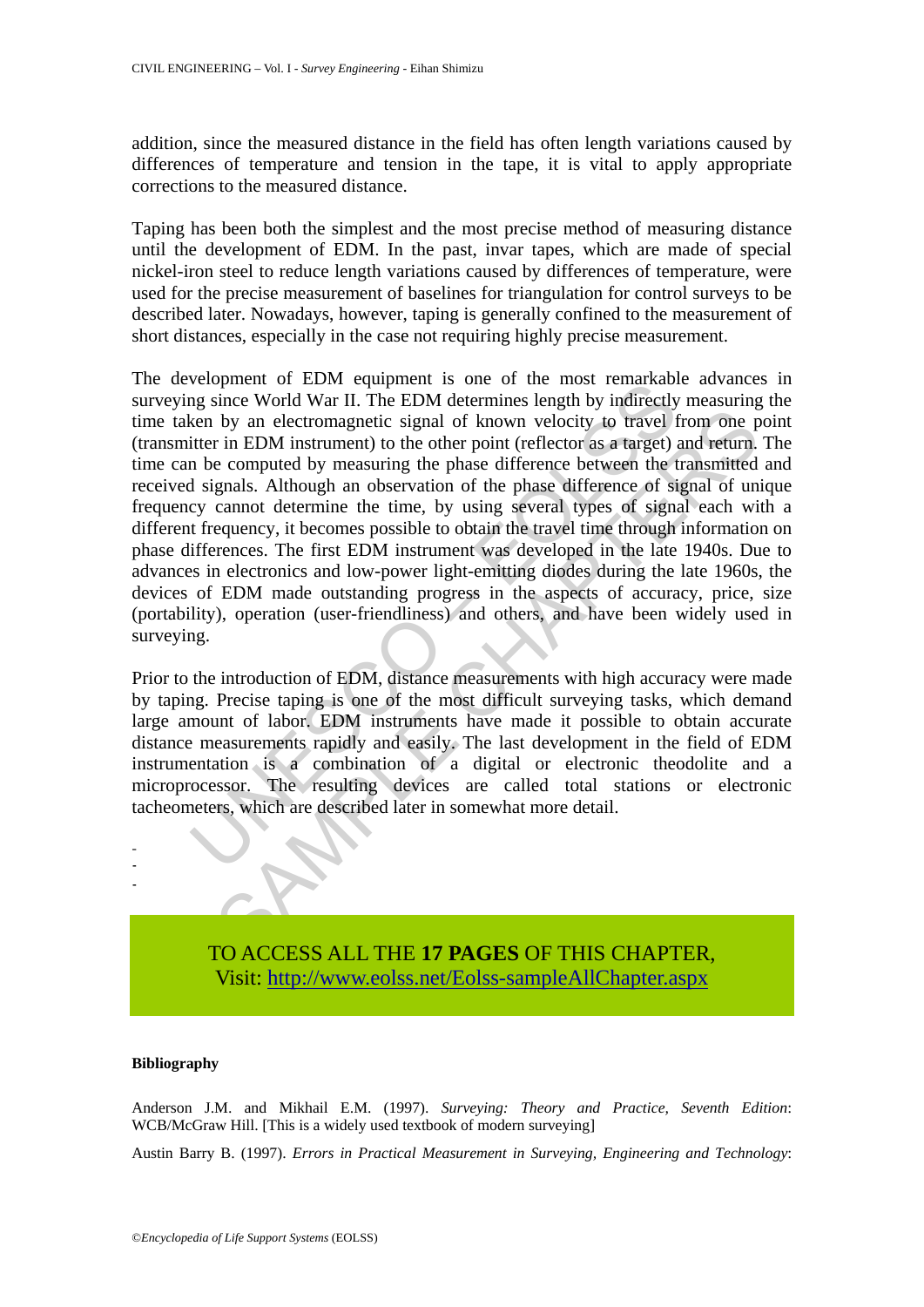addition, since the measured distance in the field has often length variations caused by differences of temperature and tension in the tape, it is vital to apply appropriate corrections to the measured distance.

Taping has been both the simplest and the most precise method of measuring distance until the development of EDM. In the past, invar tapes, which are made of special nickel-iron steel to reduce length variations caused by differences of temperature, were used for the precise measurement of baselines for triangulation for control surveys to be described later. Nowadays, however, taping is generally confined to the measurement of short distances, especially in the case not requiring highly precise measurement.

The development of EDM equipment is one of the most remarkable advances in surveying since World War II. The EDM determines length by indirectly measuring the time taken by an electromagnetic signal of known velocity to travel from one point (transmitter in EDM instrument) to the other point (reflector as a target) and return. The time can be computed by measuring the phase difference between the transmitted and received signals. Although an observation of the phase difference of signal of unique frequency cannot determine the time, by using several types of signal each with a different frequency, it becomes possible to obtain the travel time through information on phase differences. The first EDM instrument was developed in the late 1940s. Due to advances in electronics and low-power light-emitting diodes during the late 1960s, the devices of EDM made outstanding progress in the aspects of accuracy, price, size (portability), operation (user-friendliness) and others, and have been widely used in surveying.

Prior to the introduction of EDM, distance measurements with high accuracy were made by taping. Precise taping is one of the most difficult surveying tasks, which demand large amount of labor. EDM instruments have made it possible to obtain accurate distance measurements rapidly and easily. The last development in the field of EDM instrumentation is a combination of a digital or electronic theodolite and a microprocessor. The resulting devices are called total stations or electronic tacheometers, which are described later in somewhat more detail.

-
-
-

TO ACCESS ALL THE **17 PAGES** OF THIS CHAPTER,
Visit: http://www.eolss.net/Eolss-sampleAllChapter.aspx

#### Bibliography

Anderson J.M. and Mikhail E.M. (1997). *Surveying: Theory and Practice, Seventh Edition*: WCB/McGraw Hill. [This is a widely used textbook of modern surveying]

Austin Barry B. (1997). *Errors in Practical Measurement in Surveying, Engineering and Technology*: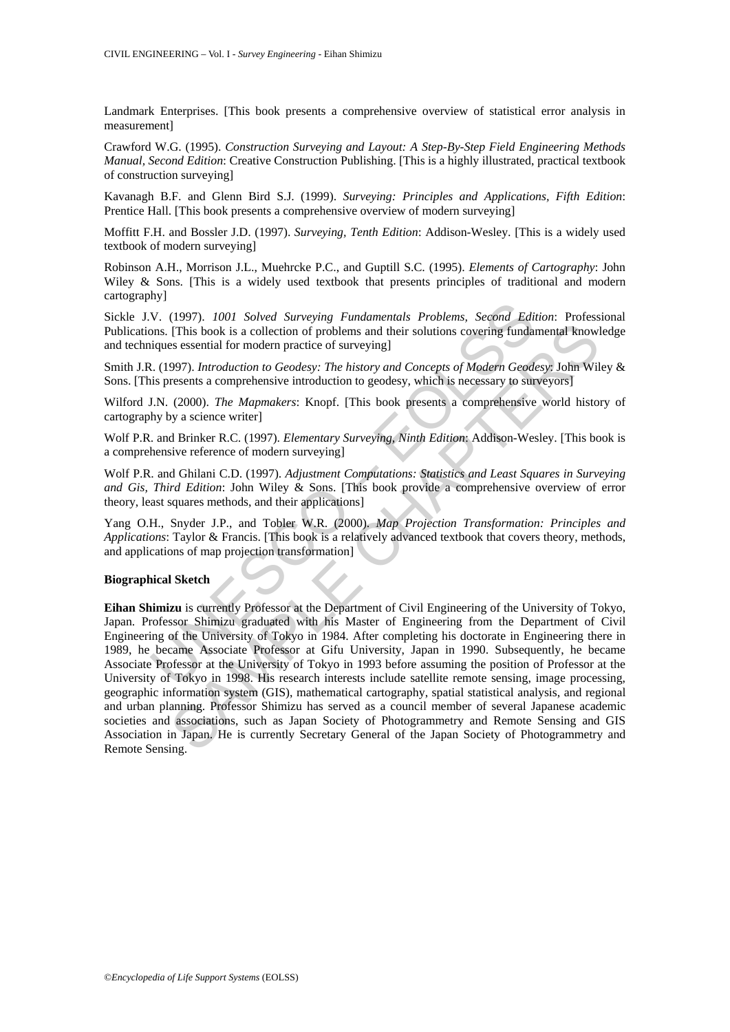Landmark Enterprises. [This book presents a comprehensive overview of statistical error analysis in measurement]

Crawford W.G. (1995). *Construction Surveying and Layout: A Step-By-Step Field Engineering Methods Manual, Second Edition*: Creative Construction Publishing. [This is a highly illustrated, practical textbook of construction surveying]

Kavanagh B.F. and Glenn Bird S.J. (1999). *Surveying: Principles and Applications, Fifth Edition*: Prentice Hall. [This book presents a comprehensive overview of modern surveying]

Moffitt F.H. and Bossler J.D. (1997). *Surveying, Tenth Edition*: Addison-Wesley. [This is a widely used textbook of modern surveying]

Robinson A.H., Morrison J.L., Muehrcke P.C., and Guptill S.C. (1995). *Elements of Cartography*: John Wiley & Sons. [This is a widely used textbook that presents principles of traditional and modern cartography]

Sickle J.V. (1997). *1001 Solved Surveying Fundamentals Problems, Second Edition*: Professional Publications. [This book is a collection of problems and their solutions covering fundamental knowledge and techniques essential for modern practice of surveying]

Smith J.R. (1997). *Introduction to Geodesy: The history and Concepts of Modern Geodesy*: John Wiley & Sons. [This presents a comprehensive introduction to geodesy, which is necessary to surveyors]

Wilford J.N. (2000). *The Mapmakers*: Knopf. [This book presents a comprehensive world history of cartography by a science writer]

Wolf P.R. and Brinker R.C. (1997). *Elementary Surveying, Ninth Edition*: Addison-Wesley. [This book is a comprehensive reference of modern surveying]

Wolf P.R. and Ghilani C.D. (1997). *Adjustment Computations: Statistics and Least Squares in Surveying and Gis, Third Edition*: John Wiley & Sons. [This book provide a comprehensive overview of error theory, least squares methods, and their applications]

Yang O.H., Snyder J.P., and Tobler W.R. (2000). *Map Projection Transformation: Principles and Applications*: Taylor & Francis. [This book is a relatively advanced textbook that covers theory, methods, and applications of map projection transformation]

**Biographical Sketch**

**Eihan Shimizu** is currently Professor at the Department of Civil Engineering of the University of Tokyo, Japan. Professor Shimizu graduated with his Master of Engineering from the Department of Civil Engineering of the University of Tokyo in 1984. After completing his doctorate in Engineering there in 1989, he became Associate Professor at Gifu University, Japan in 1990. Subsequently, he became Associate Professor at the University of Tokyo in 1993 before assuming the position of Professor at the University of Tokyo in 1998. His research interests include satellite remote sensing, image processing, geographic information system (GIS), mathematical cartography, spatial statistical analysis, and regional and urban planning. Professor Shimizu has served as a council member of several Japanese academic societies and associations, such as Japan Society of Photogrammetry and Remote Sensing and GIS Association in Japan. He is currently Secretary General of the Japan Society of Photogrammetry and Remote Sensing.